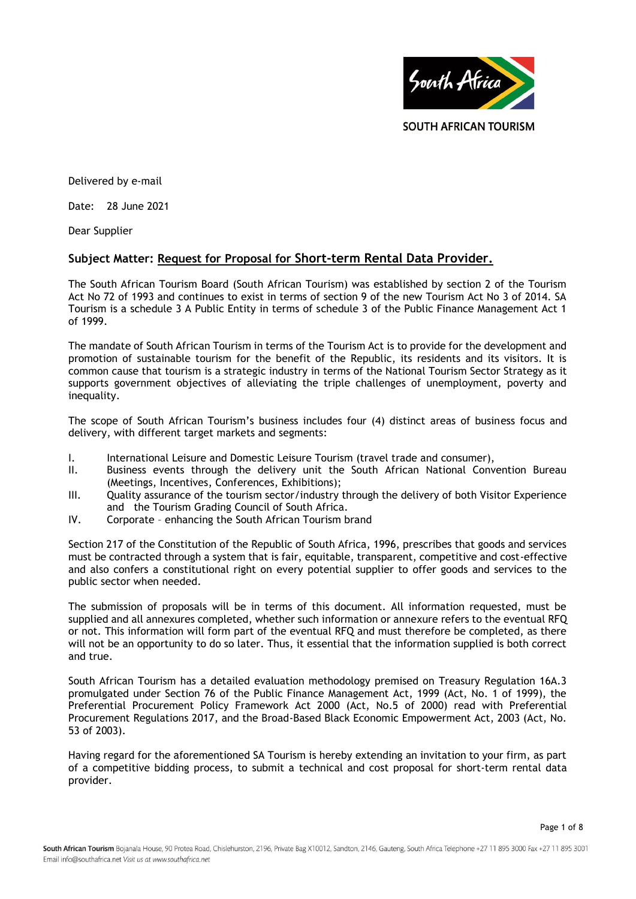SOUTH AFRICAN TOURISM

Delivered by e-mail

Date: 28 June 2021

Dear Supplier

**Subject Matter: Request for Proposal for Short-term Rental Data Provider.**

The South African Tourism Board (South African Tourism) was established by section 2 of the Tourism Act No 72 of 1993 and continues to exist in terms of section 9 of the new Tourism Act No 3 of 2014. SA Tourism is a schedule 3 A Public Entity in terms of schedule 3 of the Public Finance Management Act 1 of 1999.

The mandate of South African Tourism in terms of the Tourism Act is to provide for the development and promotion of sustainable tourism for the benefit of the Republic, its residents and its visitors. It is common cause that tourism is a strategic industry in terms of the National Tourism Sector Strategy as it supports government objectives of alleviating the triple challenges of unemployment, poverty and inequality.

The scope of South African Tourism's business includes four (4) distinct areas of business focus and delivery, with different target markets and segments:

I. International Leisure and Domestic Leisure Tourism (travel trade and consumer),
II. Business events through the delivery unit the South African National Convention Bureau (Meetings, Incentives, Conferences, Exhibitions);
III. Quality assurance of the tourism sector/industry through the delivery of both Visitor Experience and the Tourism Grading Council of South Africa.
IV. Corporate – enhancing the South African Tourism brand

Section 217 of the Constitution of the Republic of South Africa, 1996, prescribes that goods and services must be contracted through a system that is fair, equitable, transparent, competitive and cost-effective and also confers a constitutional right on every potential supplier to offer goods and services to the public sector when needed.

The submission of proposals will be in terms of this document. All information requested, must be supplied and all annexures completed, whether such information or annexure refers to the eventual RFQ or not. This information will form part of the eventual RFQ and must therefore be completed, as there will not be an opportunity to do so later. Thus, it essential that the information supplied is both correct and true.

South African Tourism has a detailed evaluation methodology premised on Treasury Regulation 16A.3 promulgated under Section 76 of the Public Finance Management Act, 1999 (Act, No. 1 of 1999), the Preferential Procurement Policy Framework Act 2000 (Act, No.5 of 2000) read with Preferential Procurement Regulations 2017, and the Broad-Based Black Economic Empowerment Act, 2003 (Act, No. 53 of 2003).

Having regard for the aforementioned SA Tourism is hereby extending an invitation to your firm, as part of a competitive bidding process, to submit a technical and cost proposal for short-term rental data provider.

**South African Tourism** Bojanala House, 90 Protea Road, Chislehurston, 2196, Private Bag X10012, Sandton, 2146, Gauteng, South Africa Telephone +27 11 895 3000 Fax +27 11 895 3001
Email info@southafrica.net *Visit us at www.southafrica.net*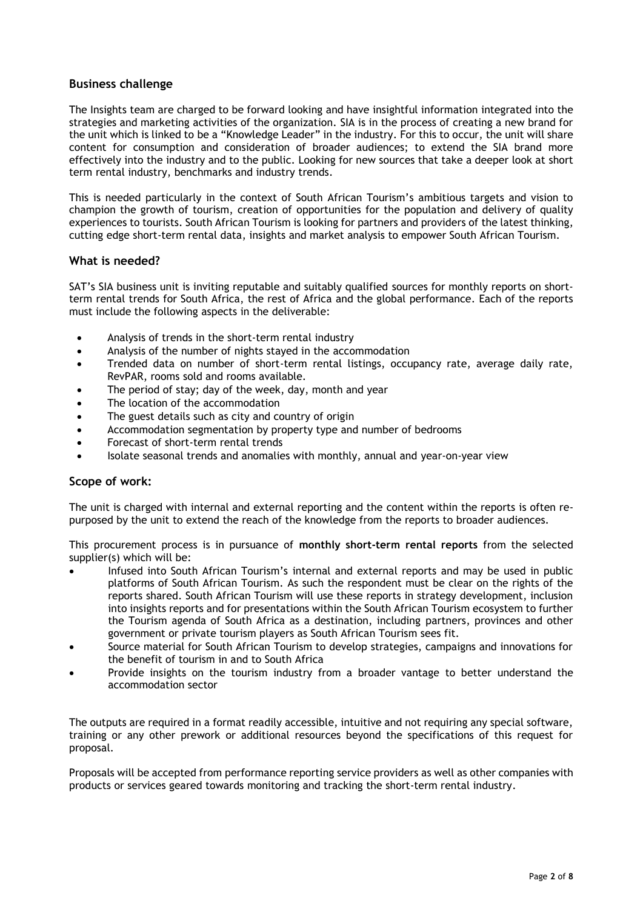## Business challenge

The Insights team are charged to be forward looking and have insightful information integrated into the strategies and marketing activities of the organization. SIA is in the process of creating a new brand for the unit which is linked to be a "Knowledge Leader" in the industry. For this to occur, the unit will share content for consumption and consideration of broader audiences; to extend the SIA brand more effectively into the industry and to the public. Looking for new sources that take a deeper look at short term rental industry, benchmarks and industry trends.

This is needed particularly in the context of South African Tourism's ambitious targets and vision to champion the growth of tourism, creation of opportunities for the population and delivery of quality experiences to tourists. South African Tourism is looking for partners and providers of the latest thinking, cutting edge short-term rental data, insights and market analysis to empower South African Tourism.

## What is needed?

SAT's SIA business unit is inviting reputable and suitably qualified sources for monthly reports on short-term rental trends for South Africa, the rest of Africa and the global performance. Each of the reports must include the following aspects in the deliverable:

- Analysis of trends in the short-term rental industry
- Analysis of the number of nights stayed in the accommodation
- Trended data on number of short-term rental listings, occupancy rate, average daily rate, RevPAR, rooms sold and rooms available.
- The period of stay; day of the week, day, month and year
- The location of the accommodation
- The guest details such as city and country of origin
- Accommodation segmentation by property type and number of bedrooms
- Forecast of short-term rental trends
- Isolate seasonal trends and anomalies with monthly, annual and year-on-year view

## Scope of work:

The unit is charged with internal and external reporting and the content within the reports is often re-purposed by the unit to extend the reach of the knowledge from the reports to broader audiences.

This procurement process is in pursuance of **monthly short-term rental reports** from the selected supplier(s) which will be:

- Infused into South African Tourism's internal and external reports and may be used in public platforms of South African Tourism. As such the respondent must be clear on the rights of the reports shared. South African Tourism will use these reports in strategy development, inclusion into insights reports and for presentations within the South African Tourism ecosystem to further the Tourism agenda of South Africa as a destination, including partners, provinces and other government or private tourism players as South African Tourism sees fit.
- Source material for South African Tourism to develop strategies, campaigns and innovations for the benefit of tourism in and to South Africa
- Provide insights on the tourism industry from a broader vantage to better understand the accommodation sector

The outputs are required in a format readily accessible, intuitive and not requiring any special software, training or any other prework or additional resources beyond the specifications of this request for proposal.

Proposals will be accepted from performance reporting service providers as well as other companies with products or services geared towards monitoring and tracking the short-term rental industry.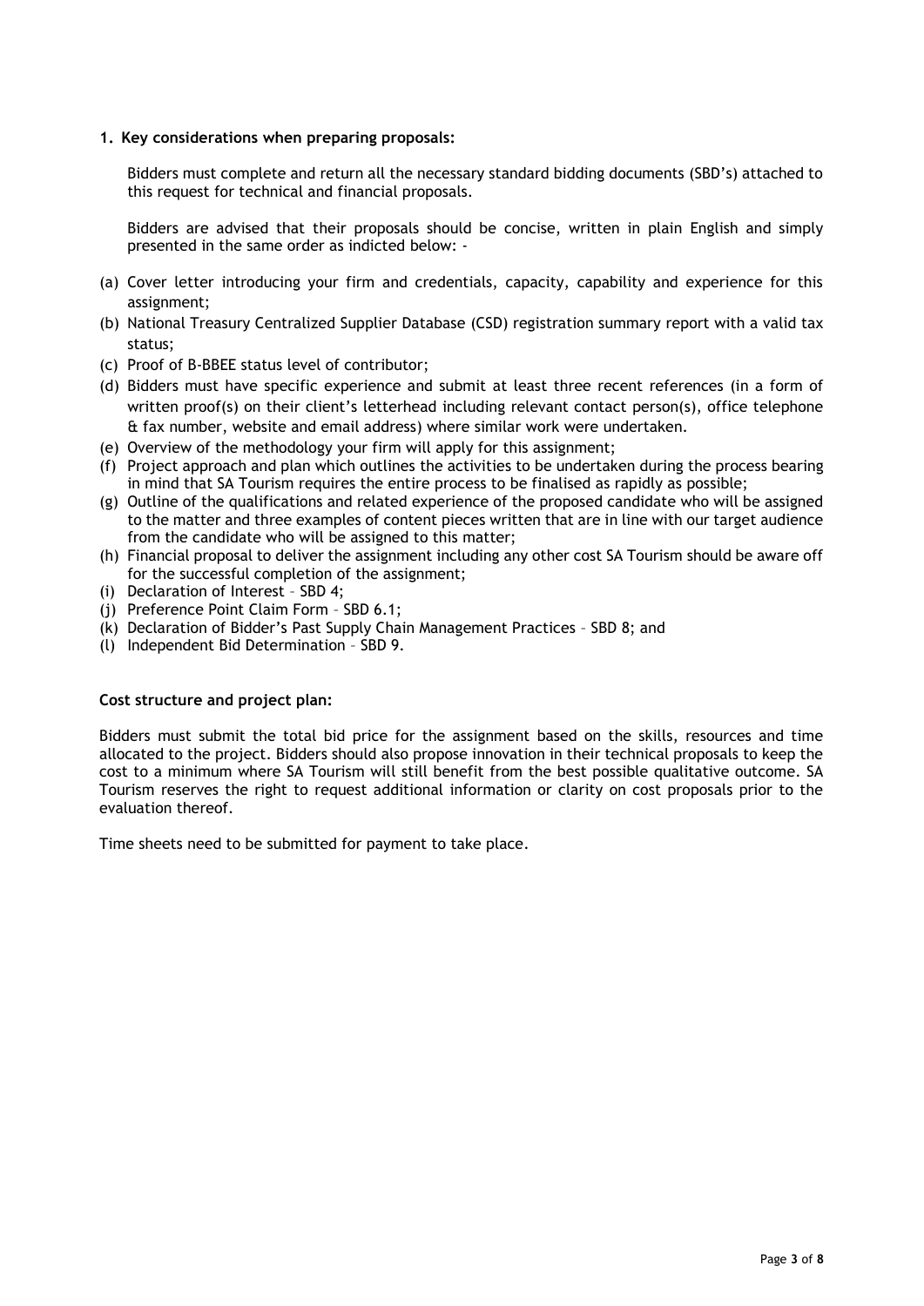**1. Key considerations when preparing proposals:**

Bidders must complete and return all the necessary standard bidding documents (SBD's) attached to this request for technical and financial proposals.

Bidders are advised that their proposals should be concise, written in plain English and simply presented in the same order as indicted below: -

(a) Cover letter introducing your firm and credentials, capacity, capability and experience for this assignment;
(b) National Treasury Centralized Supplier Database (CSD) registration summary report with a valid tax status;
(c) Proof of B-BBEE status level of contributor;
(d) Bidders must have specific experience and submit at least three recent references (in a form of written proof(s) on their client's letterhead including relevant contact person(s), office telephone & fax number, website and email address) where similar work were undertaken.
(e) Overview of the methodology your firm will apply for this assignment;
(f) Project approach and plan which outlines the activities to be undertaken during the process bearing in mind that SA Tourism requires the entire process to be finalised as rapidly as possible;
(g) Outline of the qualifications and related experience of the proposed candidate who will be assigned to the matter and three examples of content pieces written that are in line with our target audience from the candidate who will be assigned to this matter;
(h) Financial proposal to deliver the assignment including any other cost SA Tourism should be aware off for the successful completion of the assignment;
(i) Declaration of Interest – SBD 4;
(j) Preference Point Claim Form – SBD 6.1;
(k) Declaration of Bidder's Past Supply Chain Management Practices – SBD 8; and
(l) Independent Bid Determination – SBD 9.

**Cost structure and project plan:**

Bidders must submit the total bid price for the assignment based on the skills, resources and time allocated to the project. Bidders should also propose innovation in their technical proposals to keep the cost to a minimum where SA Tourism will still benefit from the best possible qualitative outcome. SA Tourism reserves the right to request additional information or clarity on cost proposals prior to the evaluation thereof.

Time sheets need to be submitted for payment to take place.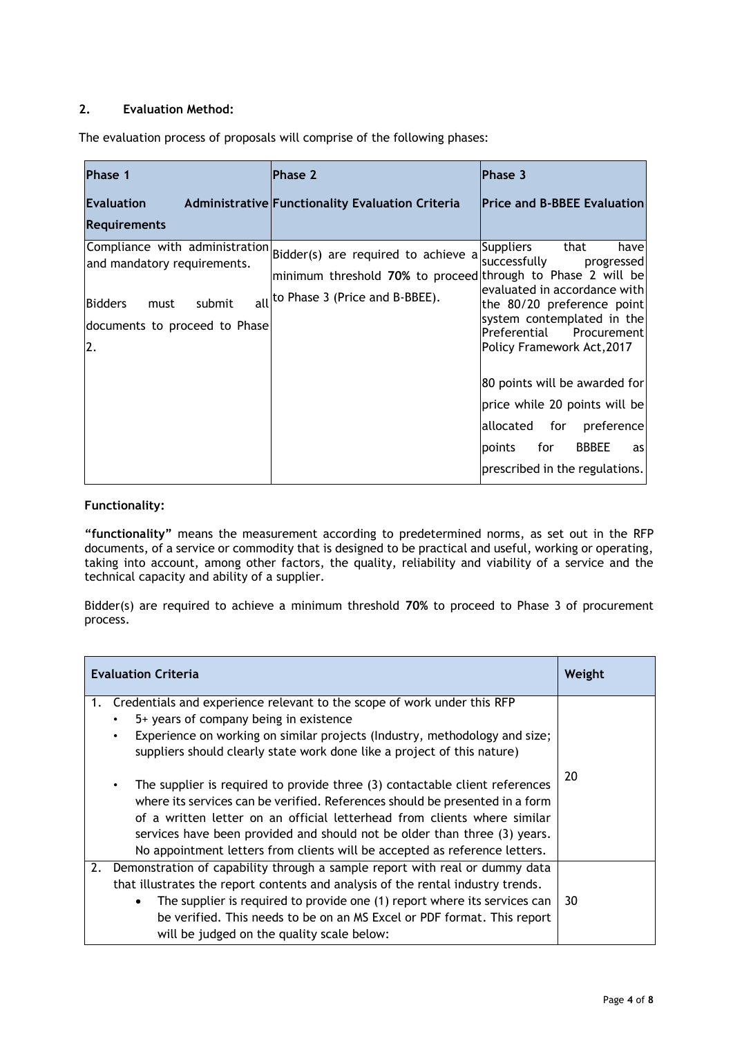## 2. Evaluation Method:

The evaluation process of proposals will comprise of the following phases:

| Phase 1<br>Evaluation Administrative Requirements | Phase 2<br>Functionality Evaluation Criteria | Phase 3<br>Price and B-BBEE Evaluation |
|---|---|---|
| Compliance with administration and mandatory requirements.<br><br>Bidders must submit all documents to proceed to Phase 2. | Bidder(s) are required to achieve a minimum threshold **70%** to proceed to Phase 3 (Price and B-BBEE). | Suppliers that have successfully progressed through to Phase 2 will be evaluated in accordance with the 80/20 preference point system contemplated in the Preferential Procurement Policy Framework Act,2017<br><br>80 points will be awarded for price while 20 points will be allocated for preference points for BBBEE as prescribed in the regulations. |

**Functionality:**

**"functionality"** means the measurement according to predetermined norms, as set out in the RFP documents, of a service or commodity that is designed to be practical and useful, working or operating, taking into account, among other factors, the quality, reliability and viability of a service and the technical capacity and ability of a supplier.

Bidder(s) are required to achieve a minimum threshold **70%** to proceed to Phase 3 of procurement process.

| Evaluation Criteria | Weight |
|---|---|
| 1. Credentials and experience relevant to the scope of work under this RFP<br>• 5+ years of company being in existence<br>• Experience on working on similar projects (Industry, methodology and size; suppliers should clearly state work done like a project of this nature)<br>• The supplier is required to provide three (3) contactable client references where its services can be verified. References should be presented in a form of a written letter on an official letterhead from clients where similar services have been provided and should not be older than three (3) years. No appointment letters from clients will be accepted as reference letters. | 20 |
| 2. Demonstration of capability through a sample report with real or dummy data that illustrates the report contents and analysis of the rental industry trends.<br>• The supplier is required to provide one (1) report where its services can be verified. This needs to be on an MS Excel or PDF format. This report will be judged on the quality scale below: | 30 |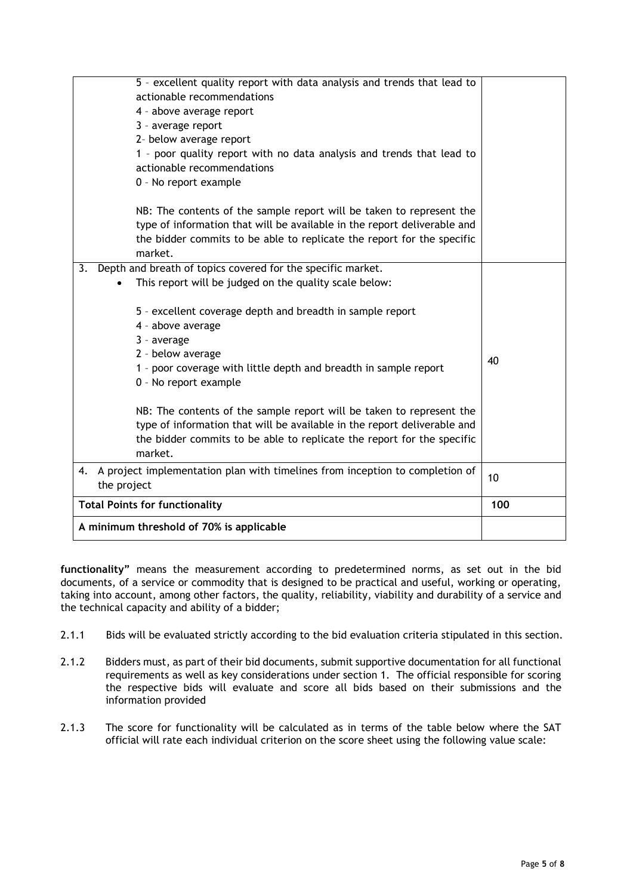| | |
|---|---|
| 5 – excellent quality report with data analysis and trends that lead to actionable recommendations<br>4 – above average report<br>3 – average report<br>2- below average report<br>1 – poor quality report with no data analysis and trends that lead to actionable recommendations<br>0 – No report example<br><br>NB: The contents of the sample report will be taken to represent the type of information that will be available in the report deliverable and the bidder commits to be able to replicate the report for the specific market. | |
| 3. Depth and breath of topics covered for the specific market.<br>• This report will be judged on the quality scale below:<br><br>5 – excellent coverage depth and breadth in sample report<br>4 – above average<br>3 – average<br>2 – below average<br>1 – poor coverage with little depth and breadth in sample report<br>0 – No report example<br><br>NB: The contents of the sample report will be taken to represent the type of information that will be available in the report deliverable and the bidder commits to be able to replicate the report for the specific market. | 40 |
| 4. A project implementation plan with timelines from inception to completion of the project | 10 |
| **Total Points for functionality** | **100** |
| **A minimum threshold of 70% is applicable** | |

**functionality"** means the measurement according to predetermined norms, as set out in the bid documents, of a service or commodity that is designed to be practical and useful, working or operating, taking into account, among other factors, the quality, reliability, viability and durability of a service and the technical capacity and ability of a bidder;

2.1.1 Bids will be evaluated strictly according to the bid evaluation criteria stipulated in this section.

2.1.2 Bidders must, as part of their bid documents, submit supportive documentation for all functional requirements as well as key considerations under section 1. The official responsible for scoring the respective bids will evaluate and score all bids based on their submissions and the information provided

2.1.3 The score for functionality will be calculated as in terms of the table below where the SAT official will rate each individual criterion on the score sheet using the following value scale: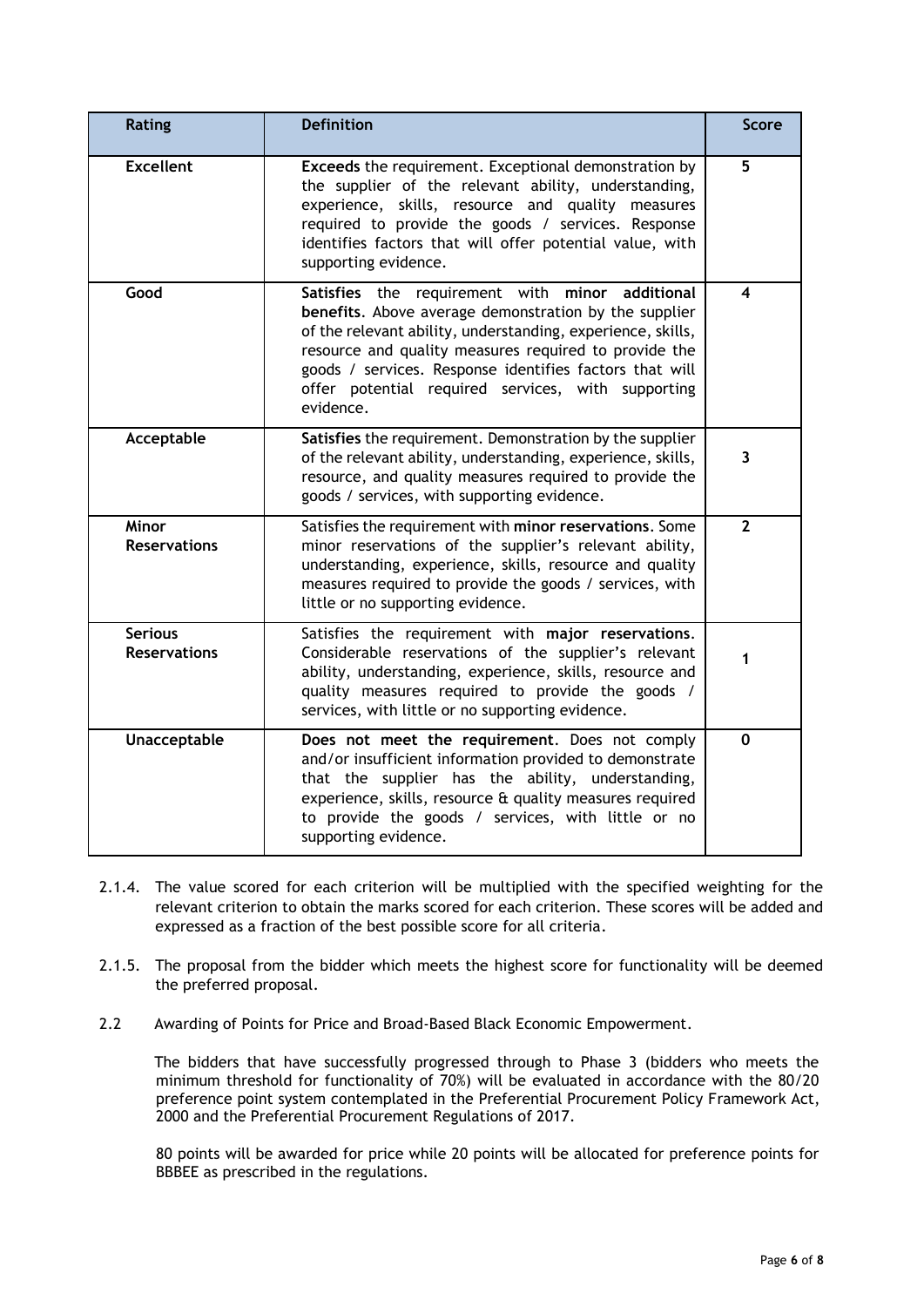| Rating | Definition | Score |
|---|---|---|
| **Excellent** | **Exceeds** the requirement. Exceptional demonstration by the supplier of the relevant ability, understanding, experience, skills, resource and quality measures required to provide the goods / services. Response identifies factors that will offer potential value, with supporting evidence. | 5 |
| **Good** | **Satisfies** the requirement with **minor additional benefits**. Above average demonstration by the supplier of the relevant ability, understanding, experience, skills, resource and quality measures required to provide the goods / services. Response identifies factors that will offer potential required services, with supporting evidence. | 4 |
| **Acceptable** | **Satisfies** the requirement. Demonstration by the supplier of the relevant ability, understanding, experience, skills, resource, and quality measures required to provide the goods / services, with supporting evidence. | 3 |
| **Minor Reservations** | Satisfies the requirement with **minor reservations**. Some minor reservations of the supplier's relevant ability, understanding, experience, skills, resource and quality measures required to provide the goods / services, with little or no supporting evidence. | 2 |
| **Serious Reservations** | Satisfies the requirement with **major reservations**. Considerable reservations of the supplier's relevant ability, understanding, experience, skills, resource and quality measures required to provide the goods / services, with little or no supporting evidence. | 1 |
| **Unacceptable** | **Does not meet the requirement**. Does not comply and/or insufficient information provided to demonstrate that the supplier has the ability, understanding, experience, skills, resource & quality measures required to provide the goods / services, with little or no supporting evidence. | 0 |

2.1.4. The value scored for each criterion will be multiplied with the specified weighting for the relevant criterion to obtain the marks scored for each criterion. These scores will be added and expressed as a fraction of the best possible score for all criteria.

2.1.5. The proposal from the bidder which meets the highest score for functionality will be deemed the preferred proposal.

2.2 Awarding of Points for Price and Broad-Based Black Economic Empowerment.

The bidders that have successfully progressed through to Phase 3 (bidders who meets the minimum threshold for functionality of 70%) will be evaluated in accordance with the 80/20 preference point system contemplated in the Preferential Procurement Policy Framework Act, 2000 and the Preferential Procurement Regulations of 2017.

80 points will be awarded for price while 20 points will be allocated for preference points for BBBEE as prescribed in the regulations.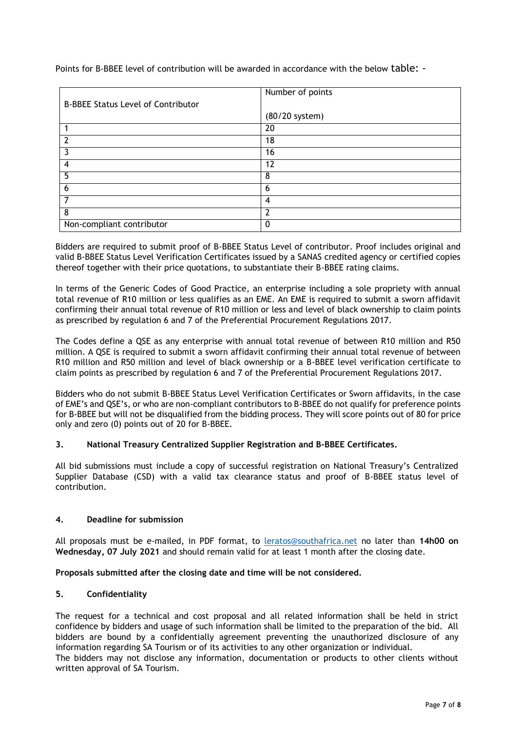Points for B-BBEE level of contribution will be awarded in accordance with the below table: -

| B-BBEE Status Level of Contributor | Number of points (80/20 system) |
|---|---|
| 1 | 20 |
| 2 | 18 |
| 3 | 16 |
| 4 | 12 |
| 5 | 8 |
| 6 | 6 |
| 7 | 4 |
| 8 | 2 |
| Non-compliant contributor | 0 |

Bidders are required to submit proof of B-BBEE Status Level of contributor. Proof includes original and valid B-BBEE Status Level Verification Certificates issued by a SANAS credited agency or certified copies thereof together with their price quotations, to substantiate their B-BBEE rating claims.

In terms of the Generic Codes of Good Practice, an enterprise including a sole propriety with annual total revenue of R10 million or less qualifies as an EME. An EME is required to submit a sworn affidavit confirming their annual total revenue of R10 million or less and level of black ownership to claim points as prescribed by regulation 6 and 7 of the Preferential Procurement Regulations 2017.

The Codes define a QSE as any enterprise with annual total revenue of between R10 million and R50 million. A QSE is required to submit a sworn affidavit confirming their annual total revenue of between R10 million and R50 million and level of black ownership or a B-BBEE level verification certificate to claim points as prescribed by regulation 6 and 7 of the Preferential Procurement Regulations 2017.

Bidders who do not submit B-BBEE Status Level Verification Certificates or Sworn affidavits, in the case of EME's and QSE's, or who are non-compliant contributors to B-BBEE do not qualify for preference points for B-BBEE but will not be disqualified from the bidding process. They will score points out of 80 for price only and zero (0) points out of 20 for B-BBEE.

## 3. National Treasury Centralized Supplier Registration and B-BBEE Certificates.

All bid submissions must include a copy of successful registration on National Treasury's Centralized Supplier Database (CSD) with a valid tax clearance status and proof of B-BBEE status level of contribution.

## 4. Deadline for submission

All proposals must be e-mailed, in PDF format, to leratos@southafrica.net no later than **14h00 on Wednesday, 07 July 2021** and should remain valid for at least 1 month after the closing date.

**Proposals submitted after the closing date and time will be not considered.**

## 5. Confidentiality

The request for a technical and cost proposal and all related information shall be held in strict confidence by bidders and usage of such information shall be limited to the preparation of the bid. All bidders are bound by a confidentially agreement preventing the unauthorized disclosure of any information regarding SA Tourism or of its activities to any other organization or individual.
The bidders may not disclose any information, documentation or products to other clients without written approval of SA Tourism.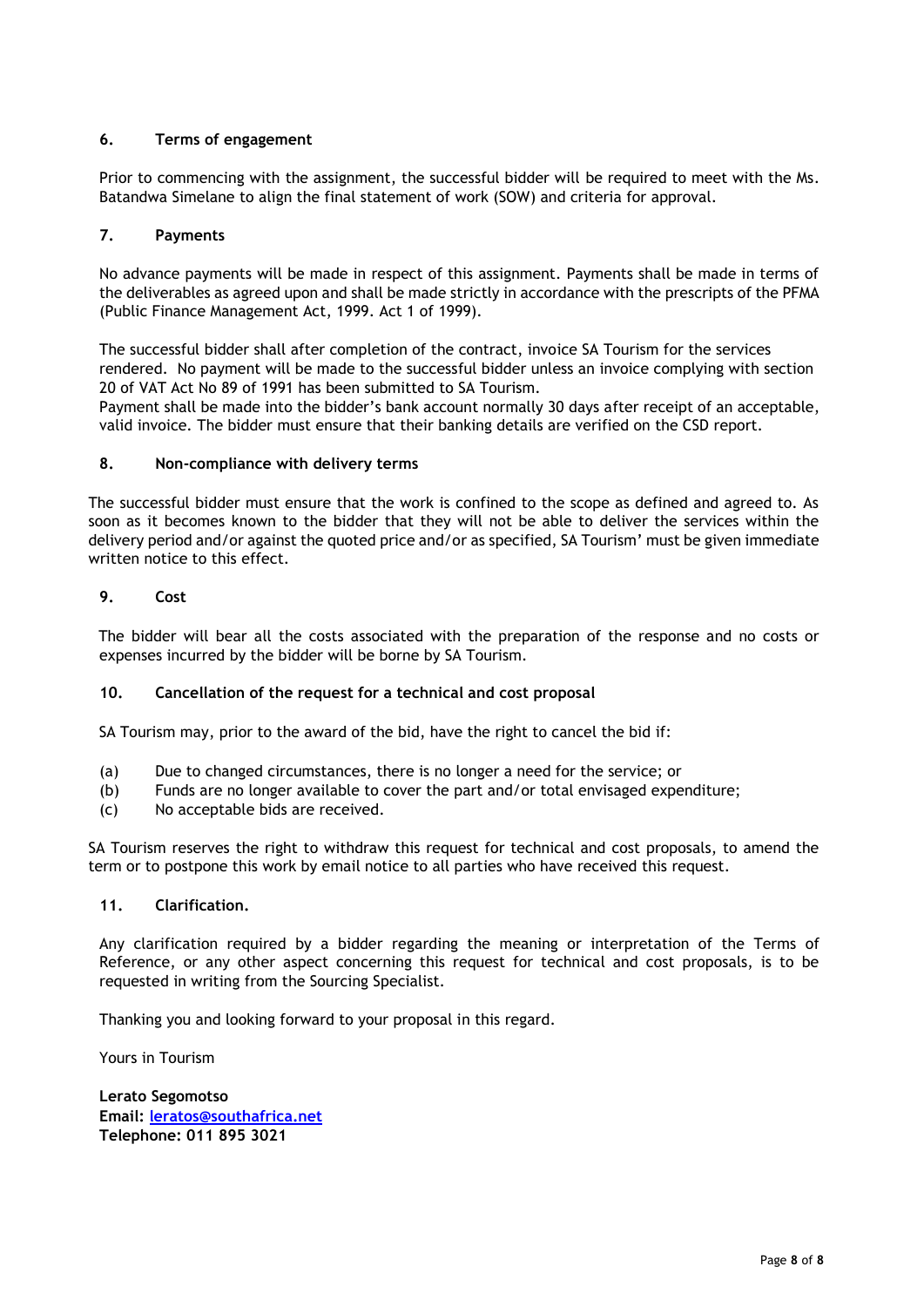## 6. Terms of engagement

Prior to commencing with the assignment, the successful bidder will be required to meet with the Ms. Batandwa Simelane to align the final statement of work (SOW) and criteria for approval.

## 7. Payments

No advance payments will be made in respect of this assignment. Payments shall be made in terms of the deliverables as agreed upon and shall be made strictly in accordance with the prescripts of the PFMA (Public Finance Management Act, 1999. Act 1 of 1999).

The successful bidder shall after completion of the contract, invoice SA Tourism for the services rendered. No payment will be made to the successful bidder unless an invoice complying with section 20 of VAT Act No 89 of 1991 has been submitted to SA Tourism.
Payment shall be made into the bidder's bank account normally 30 days after receipt of an acceptable, valid invoice. The bidder must ensure that their banking details are verified on the CSD report.

## 8. Non-compliance with delivery terms

The successful bidder must ensure that the work is confined to the scope as defined and agreed to. As soon as it becomes known to the bidder that they will not be able to deliver the services within the delivery period and/or against the quoted price and/or as specified, SA Tourism' must be given immediate written notice to this effect.

## 9. Cost

The bidder will bear all the costs associated with the preparation of the response and no costs or expenses incurred by the bidder will be borne by SA Tourism.

## 10. Cancellation of the request for a technical and cost proposal

SA Tourism may, prior to the award of the bid, have the right to cancel the bid if:

(a) Due to changed circumstances, there is no longer a need for the service; or
(b) Funds are no longer available to cover the part and/or total envisaged expenditure;
(c) No acceptable bids are received.

SA Tourism reserves the right to withdraw this request for technical and cost proposals, to amend the term or to postpone this work by email notice to all parties who have received this request.

## 11. Clarification.

Any clarification required by a bidder regarding the meaning or interpretation of the Terms of Reference, or any other aspect concerning this request for technical and cost proposals, is to be requested in writing from the Sourcing Specialist.

Thanking you and looking forward to your proposal in this regard.

Yours in Tourism

**Lerato Segomotso**
**Email: leratos@southafrica.net**
**Telephone: 011 895 3021**